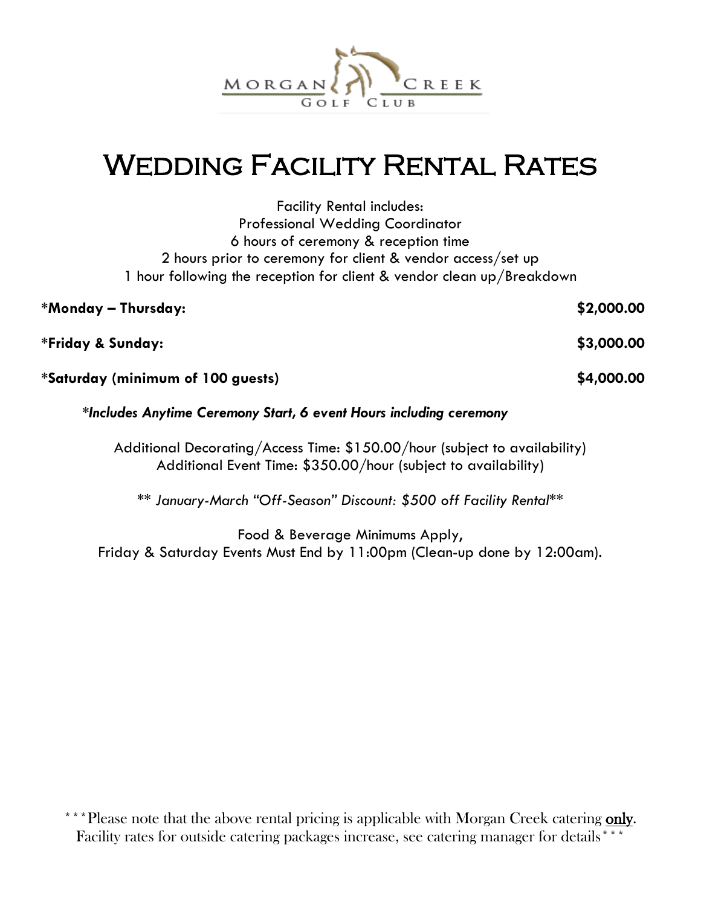# Wedding Facility Rental Rates

Facility Rental includes:
Professional Wedding Coordinator
6 hours of ceremony & reception time
2 hours prior to ceremony for client & vendor access/set up
1 hour following the reception for client & vendor clean up/Breakdown

| | |
|---|---|
| ***Monday – Thursday:** | **$2,000.00** |
| ***Friday & Sunday:** | **$3,000.00** |
| ***Saturday (minimum of 100 guests)** | **$4,000.00** |

***Includes Anytime Ceremony Start, 6 event Hours including ceremony***

Additional Decorating/Access Time: $150.00/hour (subject to availability)
Additional Event Time: $350.00/hour (subject to availability)

** *January-March "Off-Season" Discount: $500 off Facility Rental***

Food & Beverage Minimums Apply,
Friday & Saturday Events Must End by 11:00pm (Clean-up done by 12:00am).

***Please note that the above rental pricing is applicable with Morgan Creek catering **only**. Facility rates for outside catering packages increase, see catering manager for details***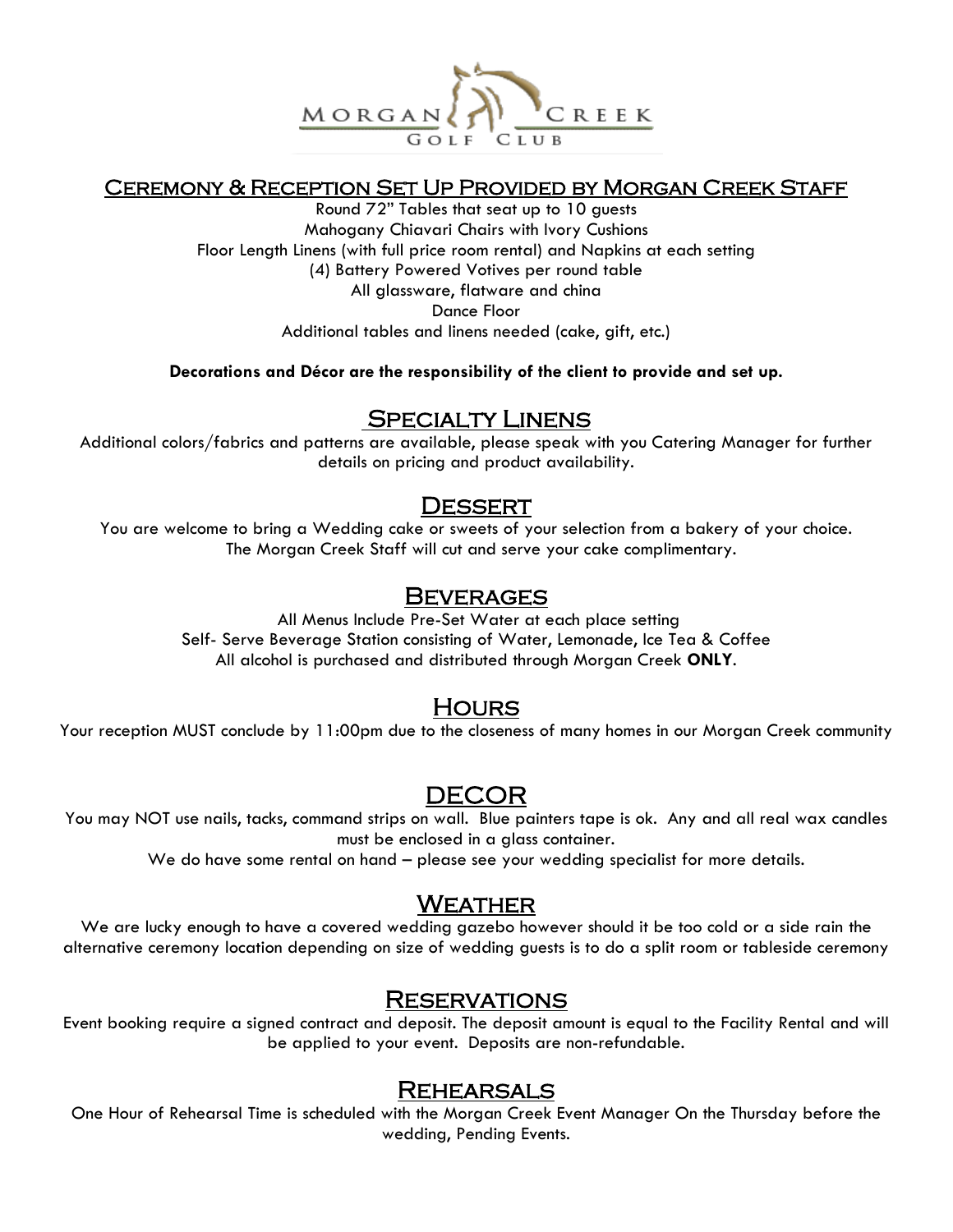MORGAN CREEK GOLF CLUB

## Ceremony & Reception Set Up Provided by Morgan Creek Staff

Round 72" Tables that seat up to 10 guests
Mahogany Chiavari Chairs with Ivory Cushions
Floor Length Linens (with full price room rental) and Napkins at each setting
(4) Battery Powered Votives per round table
All glassware, flatware and china
Dance Floor
Additional tables and linens needed (cake, gift, etc.)

**Decorations and Décor are the responsibility of the client to provide and set up.**

## Specialty Linens

Additional colors/fabrics and patterns are available, please speak with you Catering Manager for further details on pricing and product availability.

## Dessert

You are welcome to bring a Wedding cake or sweets of your selection from a bakery of your choice. The Morgan Creek Staff will cut and serve your cake complimentary.

## Beverages

All Menus Include Pre-Set Water at each place setting
Self- Serve Beverage Station consisting of Water, Lemonade, Ice Tea & Coffee
All alcohol is purchased and distributed through Morgan Creek **ONLY**.

## Hours

Your reception MUST conclude by 11:00pm due to the closeness of many homes in our Morgan Creek community

## DECOR

You may NOT use nails, tacks, command strips on wall. Blue painters tape is ok. Any and all real wax candles must be enclosed in a glass container.
We do have some rental on hand – please see your wedding specialist for more details.

## Weather

We are lucky enough to have a covered wedding gazebo however should it be too cold or a side rain the alternative ceremony location depending on size of wedding guests is to do a split room or tableside ceremony

## Reservations

Event booking require a signed contract and deposit. The deposit amount is equal to the Facility Rental and will be applied to your event. Deposits are non-refundable.

## Rehearsals

One Hour of Rehearsal Time is scheduled with the Morgan Creek Event Manager On the Thursday before the wedding, Pending Events.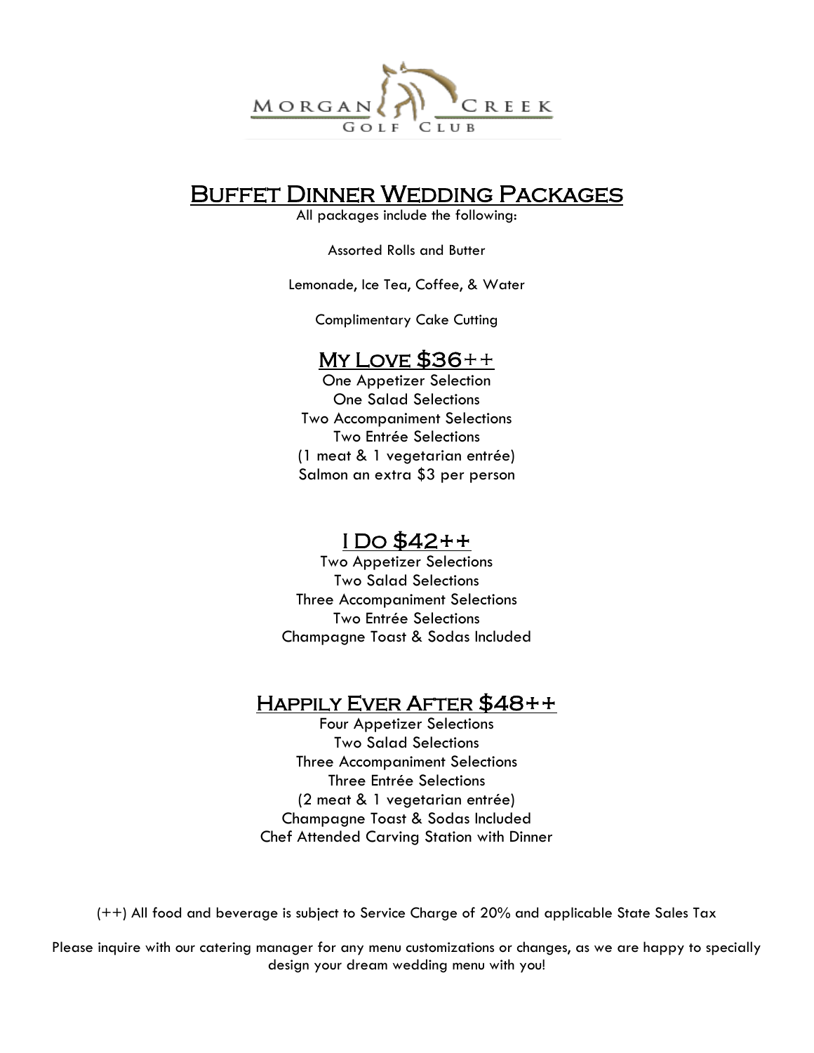MORGAN CREEK GOLF CLUB

# Buffet Dinner Wedding Packages

All packages include the following:

Assorted Rolls and Butter

Lemonade, Ice Tea, Coffee, & Water

Complimentary Cake Cutting

## My Love $36++

One Appetizer Selection
One Salad Selections
Two Accompaniment Selections
Two Entrée Selections
(1 meat & 1 vegetarian entrée)
Salmon an extra $3 per person

## I Do $42++

Two Appetizer Selections
Two Salad Selections
Three Accompaniment Selections
Two Entrée Selections
Champagne Toast & Sodas Included

## Happily Ever After $48++

Four Appetizer Selections
Two Salad Selections
Three Accompaniment Selections
Three Entrée Selections
(2 meat & 1 vegetarian entrée)
Champagne Toast & Sodas Included
Chef Attended Carving Station with Dinner

(++) All food and beverage is subject to Service Charge of 20% and applicable State Sales Tax

Please inquire with our catering manager for any menu customizations or changes, as we are happy to specially design your dream wedding menu with you!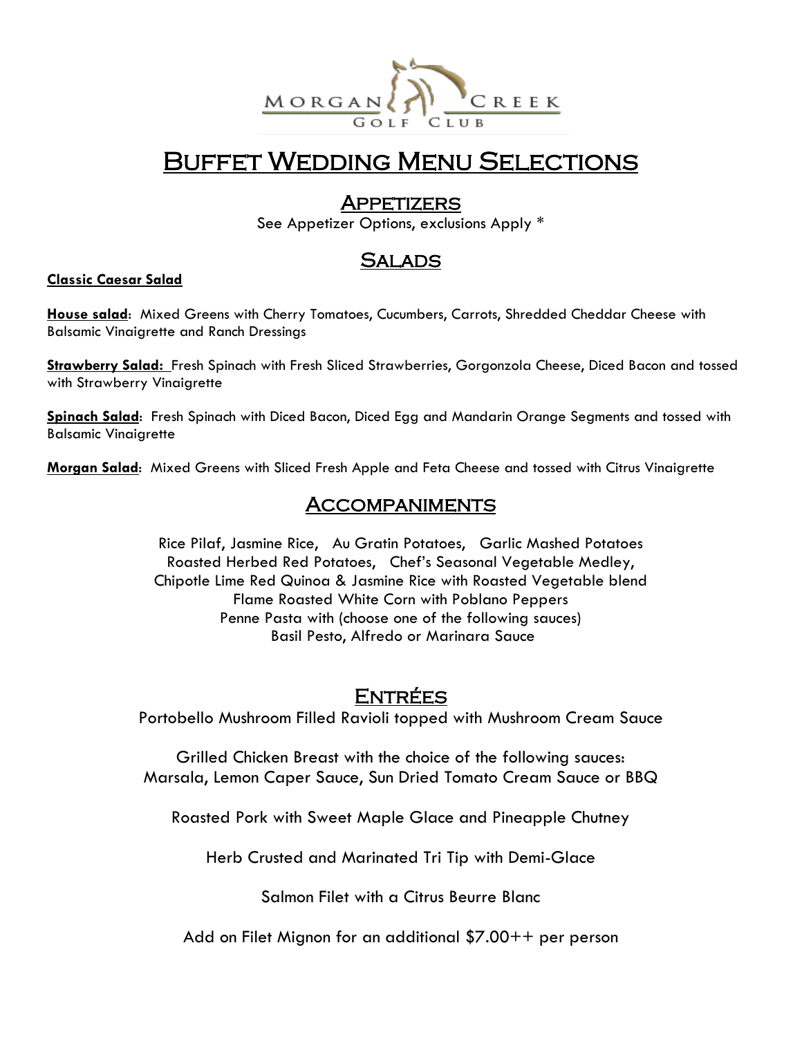Morgan Creek Golf Club

# Buffet Wedding Menu Selections

## Appetizers

See Appetizer Options, exclusions Apply *

## Salads

**Classic Caesar Salad**

**House salad**: Mixed Greens with Cherry Tomatoes, Cucumbers, Carrots, Shredded Cheddar Cheese with Balsamic Vinaigrette and Ranch Dressings

**Strawberry Salad:** Fresh Spinach with Fresh Sliced Strawberries, Gorgonzola Cheese, Diced Bacon and tossed with Strawberry Vinaigrette

**Spinach Salad**: Fresh Spinach with Diced Bacon, Diced Egg and Mandarin Orange Segments and tossed with Balsamic Vinaigrette

**Morgan Salad**: Mixed Greens with Sliced Fresh Apple and Feta Cheese and tossed with Citrus Vinaigrette

## Accompaniments

Rice Pilaf, Jasmine Rice, Au Gratin Potatoes, Garlic Mashed Potatoes
Roasted Herbed Red Potatoes, Chef's Seasonal Vegetable Medley,
Chipotle Lime Red Quinoa & Jasmine Rice with Roasted Vegetable blend
Flame Roasted White Corn with Poblano Peppers
Penne Pasta with (choose one of the following sauces)
Basil Pesto, Alfredo or Marinara Sauce

## Entrées

Portobello Mushroom Filled Ravioli topped with Mushroom Cream Sauce

Grilled Chicken Breast with the choice of the following sauces:
Marsala, Lemon Caper Sauce, Sun Dried Tomato Cream Sauce or BBQ

Roasted Pork with Sweet Maple Glace and Pineapple Chutney

Herb Crusted and Marinated Tri Tip with Demi-Glace

Salmon Filet with a Citrus Beurre Blanc

Add on Filet Mignon for an additional $7.00++ per person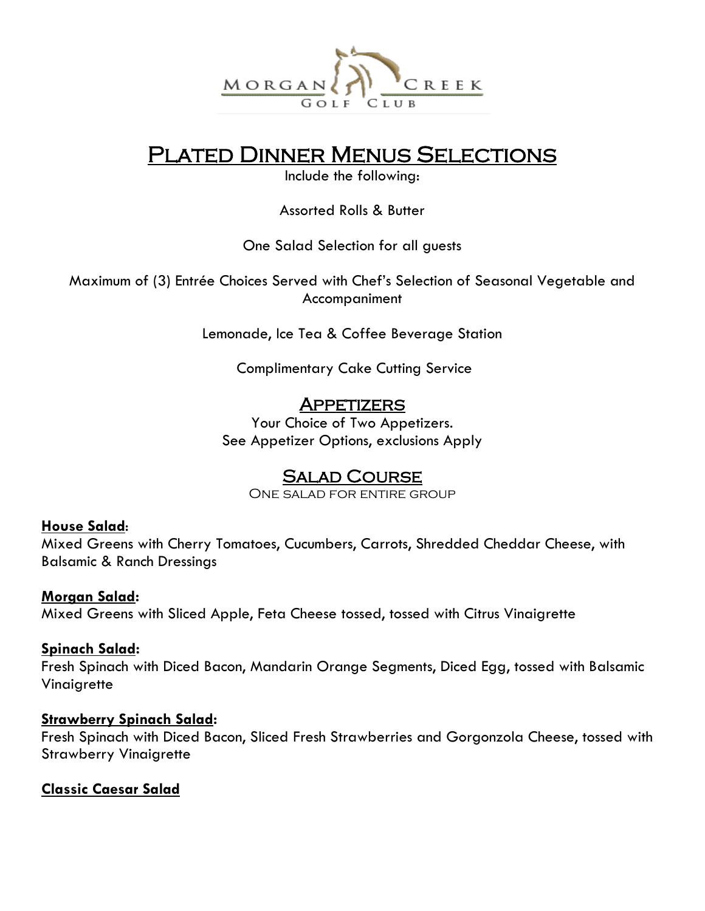# Plated Dinner Menus Selections

Include the following:

Assorted Rolls & Butter

One Salad Selection for all guests

Maximum of (3) Entrée Choices Served with Chef's Selection of Seasonal Vegetable and Accompaniment

Lemonade, Ice Tea & Coffee Beverage Station

Complimentary Cake Cutting Service

## Appetizers

Your Choice of Two Appetizers.
See Appetizer Options, exclusions Apply

## Salad Course

One salad for entire group

**House Salad**:
Mixed Greens with Cherry Tomatoes, Cucumbers, Carrots, Shredded Cheddar Cheese, with Balsamic & Ranch Dressings

**Morgan Salad:**
Mixed Greens with Sliced Apple, Feta Cheese tossed, tossed with Citrus Vinaigrette

**Spinach Salad:**
Fresh Spinach with Diced Bacon, Mandarin Orange Segments, Diced Egg, tossed with Balsamic Vinaigrette

**Strawberry Spinach Salad:**
Fresh Spinach with Diced Bacon, Sliced Fresh Strawberries and Gorgonzola Cheese, tossed with Strawberry Vinaigrette

**Classic Caesar Salad**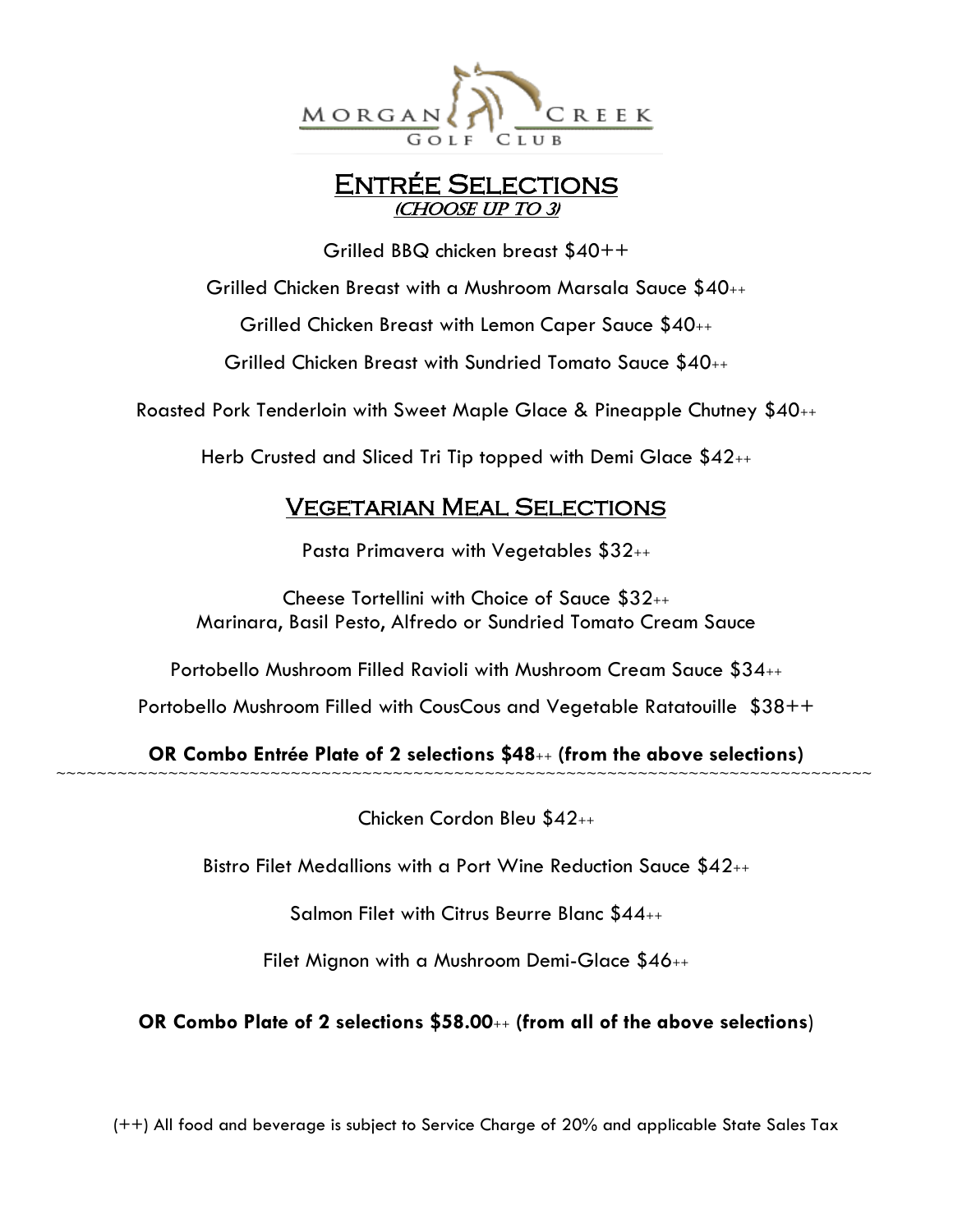Morgan Creek Golf Club

# Entrée Selections

*(Choose up to 3)*

Grilled BBQ chicken breast $40++

Grilled Chicken Breast with a Mushroom Marsala Sauce $40++

Grilled Chicken Breast with Lemon Caper Sauce $40++

Grilled Chicken Breast with Sundried Tomato Sauce $40++

Roasted Pork Tenderloin with Sweet Maple Glace & Pineapple Chutney $40++

Herb Crusted and Sliced Tri Tip topped with Demi Glace $42++

# Vegetarian Meal Selections

Pasta Primavera with Vegetables $32++

Cheese Tortellini with Choice of Sauce $32++
Marinara, Basil Pesto, Alfredo or Sundried Tomato Cream Sauce

Portobello Mushroom Filled Ravioli with Mushroom Cream Sauce $34++

Portobello Mushroom Filled with CousCous and Vegetable Ratatouille $38++

**OR Combo Entrée Plate of 2 selections $48++ (from the above selections)**

~~~~~~~~~~~~~~~~~~~~~~~~~~~~~~~~~~~~~~~~~~~~~~~~~~~~~~~~~~~~~~~~~~~~~~~~~~~~~~~~~~~~

Chicken Cordon Bleu $42++

Bistro Filet Medallions with a Port Wine Reduction Sauce $42++

Salmon Filet with Citrus Beurre Blanc $44++

Filet Mignon with a Mushroom Demi-Glace $46++

**OR Combo Plate of 2 selections $58.00++ (from all of the above selections)**

(++) All food and beverage is subject to Service Charge of 20% and applicable State Sales Tax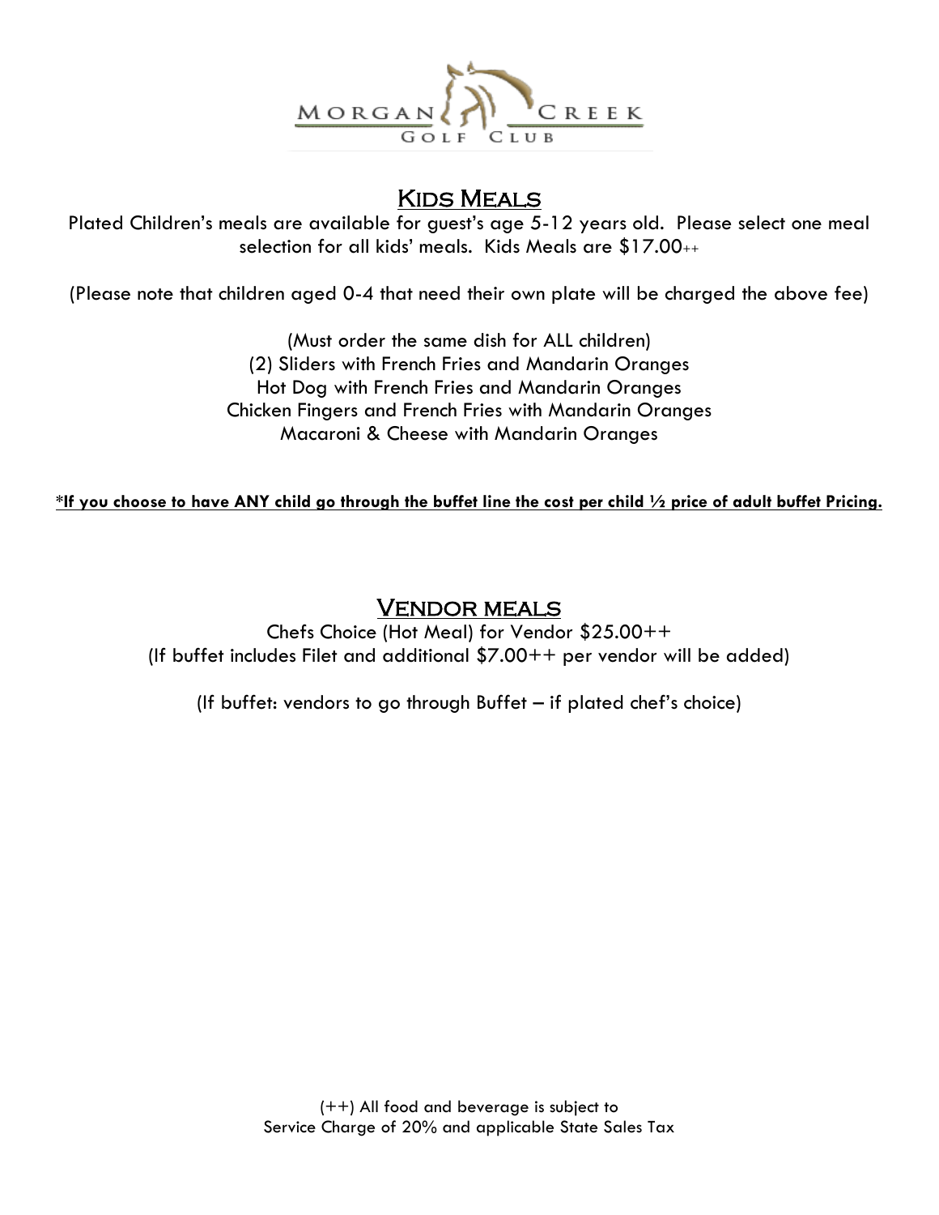MORGAN CREEK GOLF CLUB

## Kids Meals

Plated Children's meals are available for guest's age 5-12 years old. Please select one meal selection for all kids' meals. Kids Meals are $17.00++

(Please note that children aged 0-4 that need their own plate will be charged the above fee)

(Must order the same dish for ALL children)
(2) Sliders with French Fries and Mandarin Oranges
Hot Dog with French Fries and Mandarin Oranges
Chicken Fingers and French Fries with Mandarin Oranges
Macaroni & Cheese with Mandarin Oranges

**\*If you choose to have ANY child go through the buffet line the cost per child ½ price of adult buffet Pricing.**

## Vendor meals

Chefs Choice (Hot Meal) for Vendor $25.00++
(If buffet includes Filet and additional $7.00++ per vendor will be added)

(If buffet: vendors to go through Buffet – if plated chef's choice)

(++) All food and beverage is subject to
Service Charge of 20% and applicable State Sales Tax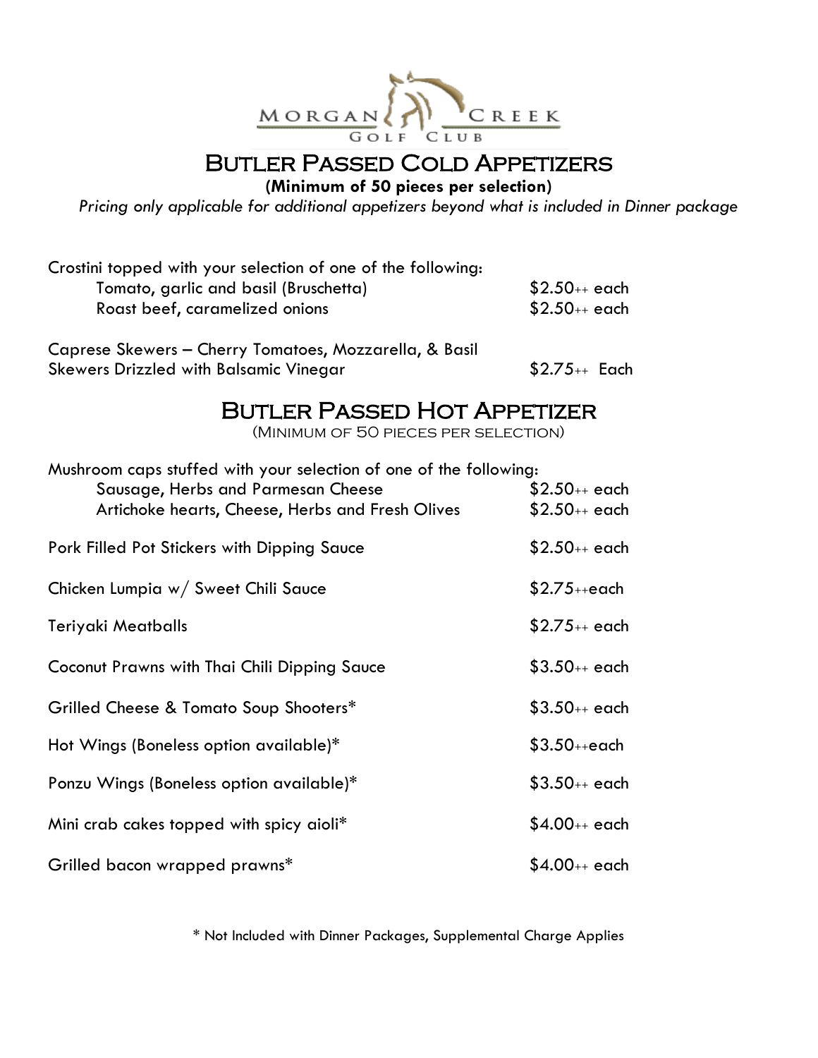MORGAN CREEK GOLF CLUB

# Butler Passed Cold Appetizers

**(Minimum of 50 pieces per selection)**

*Pricing only applicable for additional appetizers beyond what is included in Dinner package*

Crostini topped with your selection of one of the following:

| Item | Price |
| --- | --- |
| Tomato, garlic and basil (Bruschetta) | $2.50++ each |
| Roast beef, caramelized onions | $2.50++ each |

| Item | Price |
| --- | --- |
| Caprese Skewers – Cherry Tomatoes, Mozzarella, & Basil Skewers Drizzled with Balsamic Vinegar | $2.75++ Each |

# Butler Passed Hot Appetizer

(Minimum of 50 pieces per selection)

Mushroom caps stuffed with your selection of one of the following:

| Item | Price |
| --- | --- |
| Sausage, Herbs and Parmesan Cheese | $2.50++ each |
| Artichoke hearts, Cheese, Herbs and Fresh Olives | $2.50++ each |

| Item | Price |
| --- | --- |
| Pork Filled Pot Stickers with Dipping Sauce | $2.50++ each |
| Chicken Lumpia w/ Sweet Chili Sauce | $2.75++each |
| Teriyaki Meatballs | $2.75++ each |
| Coconut Prawns with Thai Chili Dipping Sauce | $3.50++ each |
| Grilled Cheese & Tomato Soup Shooters* | $3.50++ each |
| Hot Wings (Boneless option available)* | $3.50++each |
| Ponzu Wings (Boneless option available)* | $3.50++ each |
| Mini crab cakes topped with spicy aioli* | $4.00++ each |
| Grilled bacon wrapped prawns* | $4.00++ each |

* Not Included with Dinner Packages, Supplemental Charge Applies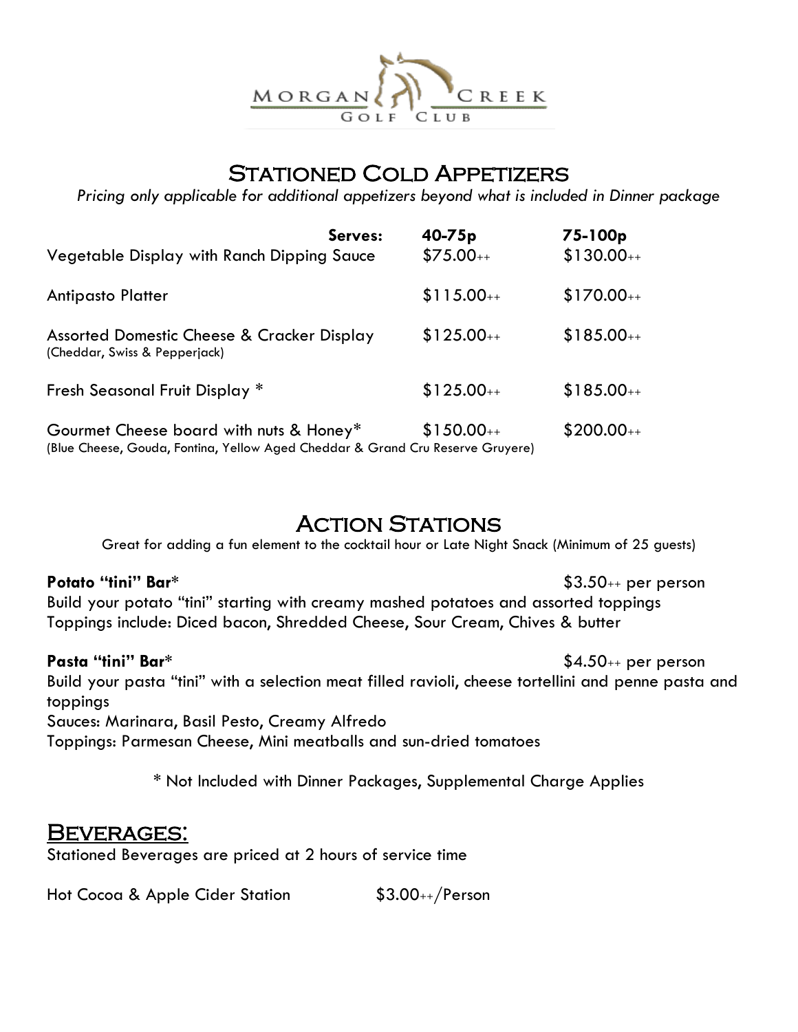Morgan Creek Golf Club

## Stationed Cold Appetizers

*Pricing only applicable for additional appetizers beyond what is included in Dinner package*

| Serves: | 40-75p | 75-100p |
|---|---|---|
| Vegetable Display with Ranch Dipping Sauce | $75.00++ | $130.00++ |
| Antipasto Platter | $115.00++ | $170.00++ |
| Assorted Domestic Cheese & Cracker Display (Cheddar, Swiss & Pepperjack) | $125.00++ | $185.00++ |
| Fresh Seasonal Fruit Display * | $125.00++ | $185.00++ |
| Gourmet Cheese board with nuts & Honey* (Blue Cheese, Gouda, Fontina, Yellow Aged Cheddar & Grand Cru Reserve Gruyere) | $150.00++ | $200.00++ |

## Action Stations

Great for adding a fun element to the cocktail hour or Late Night Snack (Minimum of 25 guests)

**Potato "tini" Bar*** $3.50++ per person

Build your potato "tini" starting with creamy mashed potatoes and assorted toppings
Toppings include: Diced bacon, Shredded Cheese, Sour Cream, Chives & butter

**Pasta "tini" Bar*** $4.50++ per person

Build your pasta "tini" with a selection meat filled ravioli, cheese tortellini and penne pasta and toppings
Sauces: Marinara, Basil Pesto, Creamy Alfredo
Toppings: Parmesan Cheese, Mini meatballs and sun-dried tomatoes

\* Not Included with Dinner Packages, Supplemental Charge Applies

## Beverages:

Stationed Beverages are priced at 2 hours of service time

Hot Cocoa & Apple Cider Station $3.00++/Person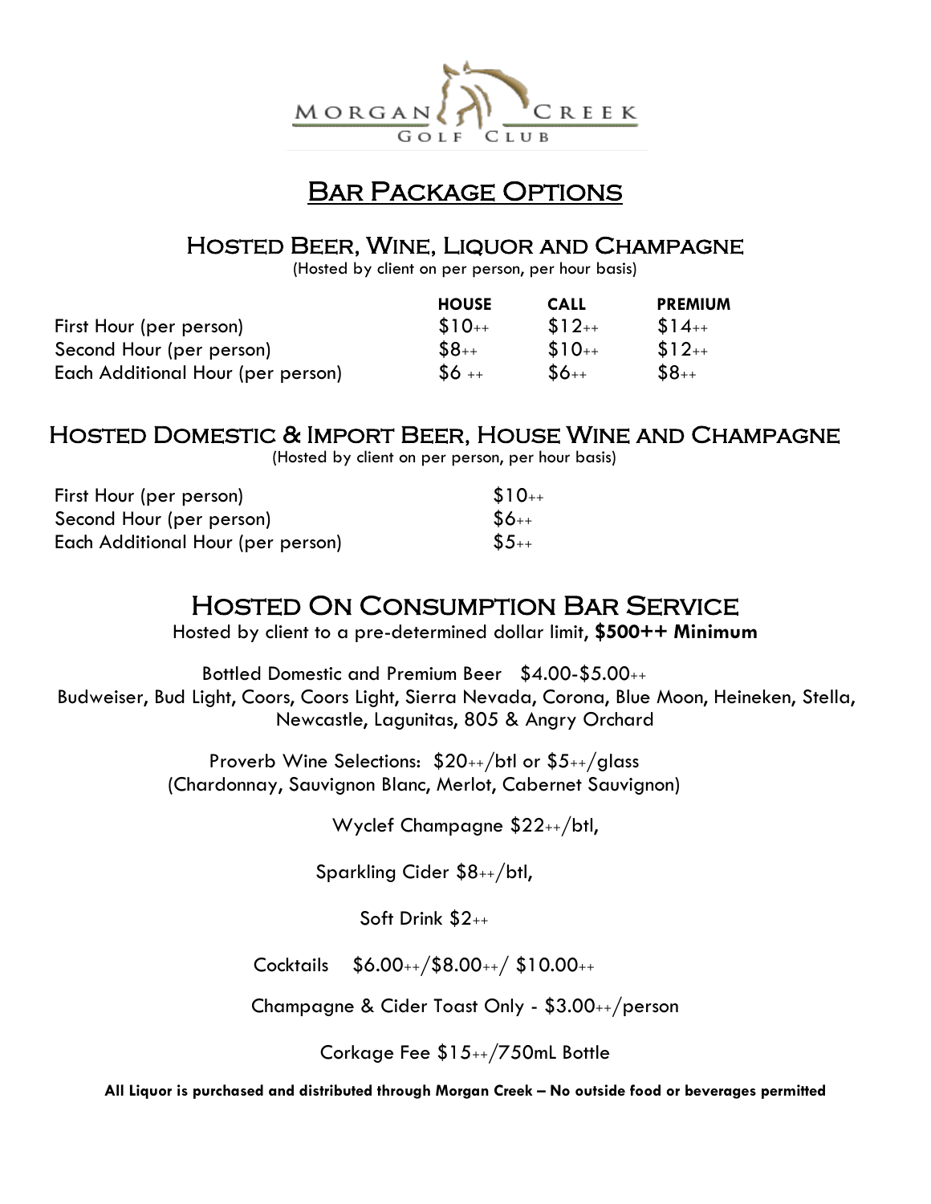Morgan Creek Golf Club

# Bar Package Options

## Hosted Beer, Wine, Liquor and Champagne

(Hosted by client on per person, per hour basis)

| | HOUSE | CALL | PREMIUM |
|---|---|---|---|
| First Hour (per person) | $10++ | $12++ | $14++ |
| Second Hour (per person) | $8++ | $10++ | $12++ |
| Each Additional Hour (per person) | $6 ++ | $6++ | $8++ |

## Hosted Domestic & Import Beer, House Wine and Champagne

(Hosted by client on per person, per hour basis)

| | |
|---|---|
| First Hour (per person) | $10++ |
| Second Hour (per person) | $6++ |
| Each Additional Hour (per person) | $5++ |

## Hosted On Consumption Bar Service

Hosted by client to a pre-determined dollar limit, **$500++ Minimum**

Bottled Domestic and Premium Beer $4.00-$5.00++
Budweiser, Bud Light, Coors, Coors Light, Sierra Nevada, Corona, Blue Moon, Heineken, Stella, Newcastle, Lagunitas, 805 & Angry Orchard

Proverb Wine Selections: $20++/btl or $5++/glass
(Chardonnay, Sauvignon Blanc, Merlot, Cabernet Sauvignon)

Wyclef Champagne $22++/btl,

Sparkling Cider $8++/btl,

Soft Drink $2++

Cocktails $6.00++/$8.00++/ $10.00++

Champagne & Cider Toast Only - $3.00++/person

Corkage Fee $15++/750mL Bottle

**All Liquor is purchased and distributed through Morgan Creek – No outside food or beverages permitted**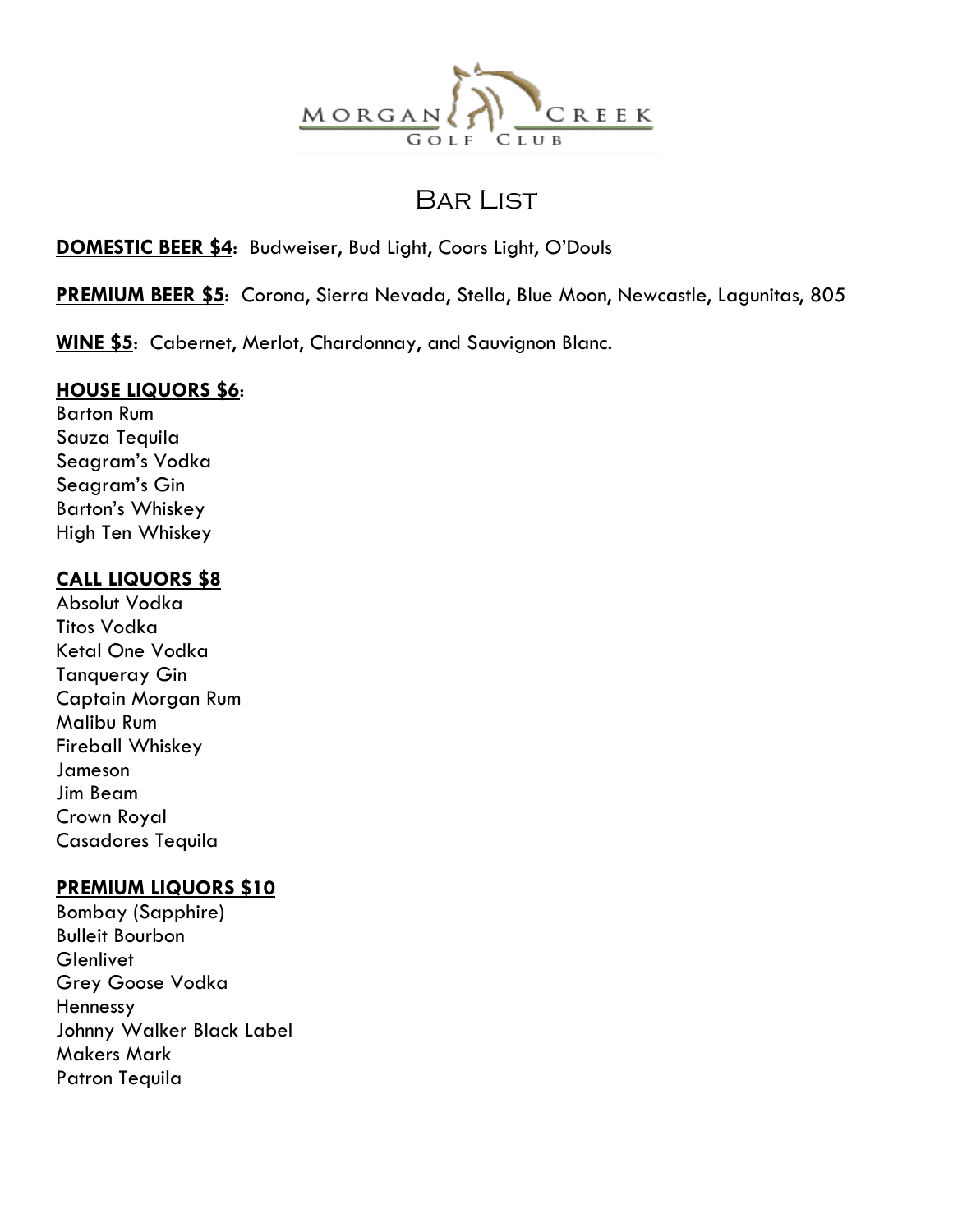Morgan Creek Golf Club

# Bar List

**DOMESTIC BEER $4**: Budweiser, Bud Light, Coors Light, O'Douls

**PREMIUM BEER $5**: Corona, Sierra Nevada, Stella, Blue Moon, Newcastle, Lagunitas, 805

**WINE $5**: Cabernet, Merlot, Chardonnay, and Sauvignon Blanc.

**HOUSE LIQUORS $6**:

Barton Rum
Sauza Tequila
Seagram's Vodka
Seagram's Gin
Barton's Whiskey
High Ten Whiskey

**CALL LIQUORS $8**

Absolut Vodka
Titos Vodka
Ketal One Vodka
Tanqueray Gin
Captain Morgan Rum
Malibu Rum
Fireball Whiskey
Jameson
Jim Beam
Crown Royal
Casadores Tequila

**PREMIUM LIQUORS $10**

Bombay (Sapphire)
Bulleit Bourbon
Glenlivet
Grey Goose Vodka
Hennessy
Johnny Walker Black Label
Makers Mark
Patron Tequila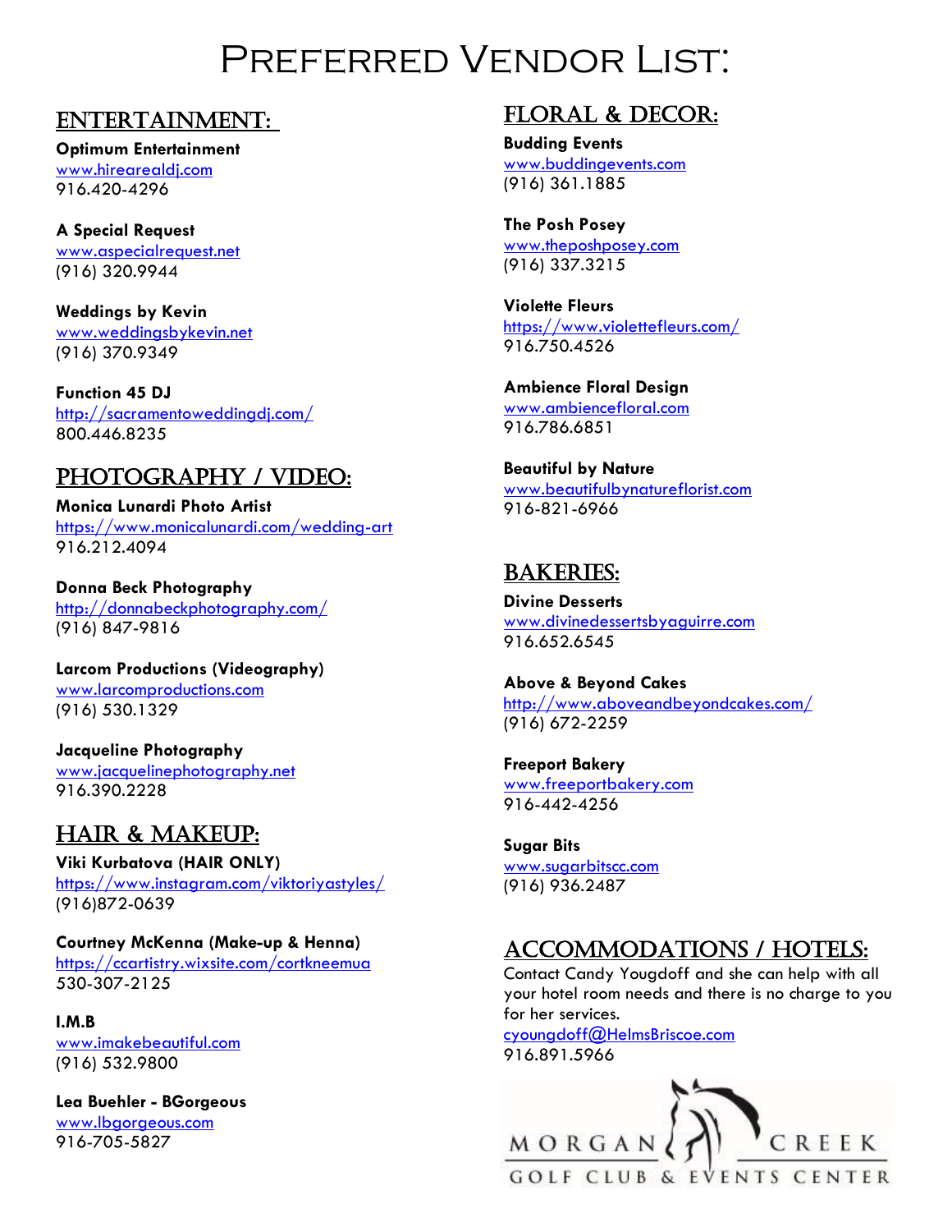# Preferred Vendor List:

## ENTERTAINMENT:

**Optimum Entertainment**
www.hirearealdj.com
916.420-4296

**A Special Request**
www.aspecialrequest.net
(916) 320.9944

**Weddings by Kevin**
www.weddingsbykevin.net
(916) 370.9349

**Function 45 DJ**
http://sacramentoweddingdj.com/
800.446.8235

## PHOTOGRAPHY / VIDEO:

**Monica Lunardi Photo Artist**
https://www.monicalunardi.com/wedding-art
916.212.4094

**Donna Beck Photography**
http://donnabeckphotography.com/
(916) 847-9816

**Larcom Productions (Videography)**
www.larcomproductions.com
(916) 530.1329

**Jacqueline Photography**
www.jacquelinephotography.net
916.390.2228

## HAIR & MAKEUP:

**Viki Kurbatova (HAIR ONLY)**
https://www.instagram.com/viktoriyastyles/
(916)872-0639

**Courtney McKenna (Make-up & Henna)**
https://ccartistry.wixsite.com/cortkneemua
530-307-2125

**I.M.B**
www.imakebeautiful.com
(916) 532.9800

**Lea Buehler - BGorgeous**
www.lbgorgeous.com
916-705-5827

## FLORAL & DECOR:

**Budding Events**
www.buddingevents.com
(916) 361.1885

**The Posh Posey**
www.theposhposey.com
(916) 337.3215

**Violette Fleurs**
https://www.violettefleurs.com/
916.750.4526

**Ambience Floral Design**
www.ambiencefloral.com
916.786.6851

**Beautiful by Nature**
www.beautifulbynatureflorist.com
916-821-6966

## BAKERIES:

**Divine Desserts**
www.divinedessertsbyaguirre.com
916.652.6545

**Above & Beyond Cakes**
http://www.aboveandbeyondcakes.com/
(916) 672-2259

**Freeport Bakery**
www.freeportbakery.com
916-442-4256

**Sugar Bits**
www.sugarbitscc.com
(916) 936.2487

## ACCOMMODATIONS / HOTELS:

Contact Candy Yougdoff and she can help with all your hotel room needs and there is no charge to you for her services.
cyoungdoff@HelmsBriscoe.com
916.891.5966

MORGAN CREEK
GOLF CLUB & EVENTS CENTER